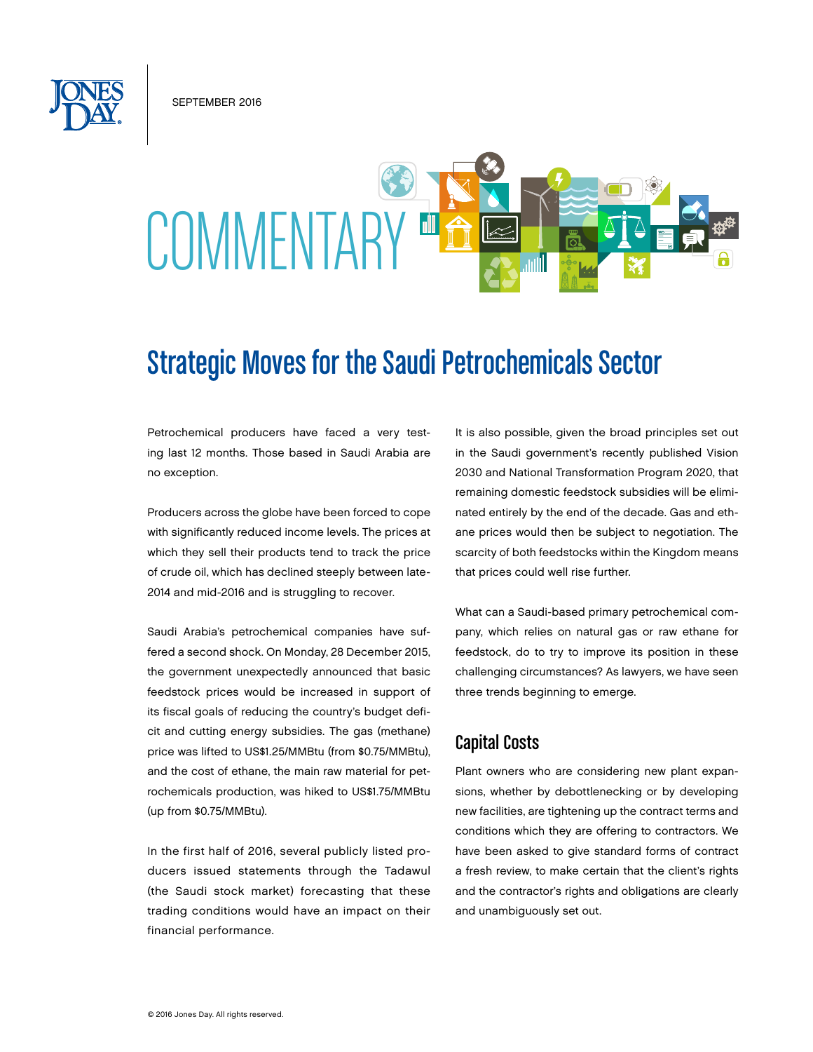SEPTEMBER 2016

COMMENTARY

# Strategic Moves for the Saudi Petrochemicals Sector

Petrochemical producers have faced a very testing last 12 months. Those based in Saudi Arabia are no exception.

Producers across the globe have been forced to cope with significantly reduced income levels. The prices at which they sell their products tend to track the price of crude oil, which has declined steeply between late-2014 and mid-2016 and is struggling to recover.

Saudi Arabia's petrochemical companies have suffered a second shock. On Monday, 28 December 2015, the government unexpectedly announced that basic feedstock prices would be increased in support of its fiscal goals of reducing the country's budget deficit and cutting energy subsidies. The gas (methane) price was lifted to US$1.25/MMBtu (from $0.75/MMBtu), and the cost of ethane, the main raw material for petrochemicals production, was hiked to US$1.75/MMBtu (up from $0.75/MMBtu).

In the first half of 2016, several publicly listed producers issued statements through the Tadawul (the Saudi stock market) forecasting that these trading conditions would have an impact on their financial performance.

It is also possible, given the broad principles set out in the Saudi government's recently published Vision 2030 and National Transformation Program 2020, that remaining domestic feedstock subsidies will be eliminated entirely by the end of the decade. Gas and ethane prices would then be subject to negotiation. The scarcity of both feedstocks within the Kingdom means that prices could well rise further.

What can a Saudi-based primary petrochemical company, which relies on natural gas or raw ethane for feedstock, do to try to improve its position in these challenging circumstances? As lawyers, we have seen three trends beginning to emerge.

## Capital Costs

Plant owners who are considering new plant expansions, whether by debottlenecking or by developing new facilities, are tightening up the contract terms and conditions which they are offering to contractors. We have been asked to give standard forms of contract a fresh review, to make certain that the client's rights and the contractor's rights and obligations are clearly and unambiguously set out.

© 2016 Jones Day. All rights reserved.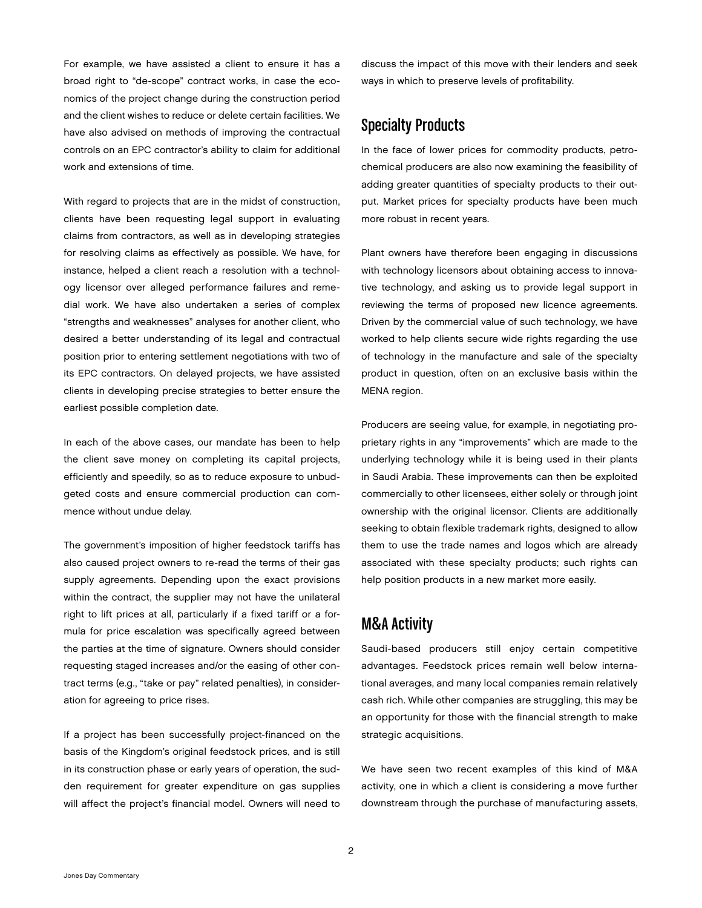For example, we have assisted a client to ensure it has a broad right to "de-scope" contract works, in case the economics of the project change during the construction period and the client wishes to reduce or delete certain facilities. We have also advised on methods of improving the contractual controls on an EPC contractor's ability to claim for additional work and extensions of time.

With regard to projects that are in the midst of construction, clients have been requesting legal support in evaluating claims from contractors, as well as in developing strategies for resolving claims as effectively as possible. We have, for instance, helped a client reach a resolution with a technology licensor over alleged performance failures and remedial work. We have also undertaken a series of complex "strengths and weaknesses" analyses for another client, who desired a better understanding of its legal and contractual position prior to entering settlement negotiations with two of its EPC contractors. On delayed projects, we have assisted clients in developing precise strategies to better ensure the earliest possible completion date.

In each of the above cases, our mandate has been to help the client save money on completing its capital projects, efficiently and speedily, so as to reduce exposure to unbudgeted costs and ensure commercial production can commence without undue delay.

The government's imposition of higher feedstock tariffs has also caused project owners to re-read the terms of their gas supply agreements. Depending upon the exact provisions within the contract, the supplier may not have the unilateral right to lift prices at all, particularly if a fixed tariff or a formula for price escalation was specifically agreed between the parties at the time of signature. Owners should consider requesting staged increases and/or the easing of other contract terms (e.g., "take or pay" related penalties), in consideration for agreeing to price rises.

If a project has been successfully project-financed on the basis of the Kingdom's original feedstock prices, and is still in its construction phase or early years of operation, the sudden requirement for greater expenditure on gas supplies will affect the project's financial model. Owners will need to discuss the impact of this move with their lenders and seek ways in which to preserve levels of profitability.

## Specialty Products

In the face of lower prices for commodity products, petrochemical producers are also now examining the feasibility of adding greater quantities of specialty products to their output. Market prices for specialty products have been much more robust in recent years.

Plant owners have therefore been engaging in discussions with technology licensors about obtaining access to innovative technology, and asking us to provide legal support in reviewing the terms of proposed new licence agreements. Driven by the commercial value of such technology, we have worked to help clients secure wide rights regarding the use of technology in the manufacture and sale of the specialty product in question, often on an exclusive basis within the MENA region.

Producers are seeing value, for example, in negotiating proprietary rights in any "improvements" which are made to the underlying technology while it is being used in their plants in Saudi Arabia. These improvements can then be exploited commercially to other licensees, either solely or through joint ownership with the original licensor. Clients are additionally seeking to obtain flexible trademark rights, designed to allow them to use the trade names and logos which are already associated with these specialty products; such rights can help position products in a new market more easily.

## M&A Activity

Saudi-based producers still enjoy certain competitive advantages. Feedstock prices remain well below international averages, and many local companies remain relatively cash rich. While other companies are struggling, this may be an opportunity for those with the financial strength to make strategic acquisitions.

We have seen two recent examples of this kind of M&A activity, one in which a client is considering a move further downstream through the purchase of manufacturing assets,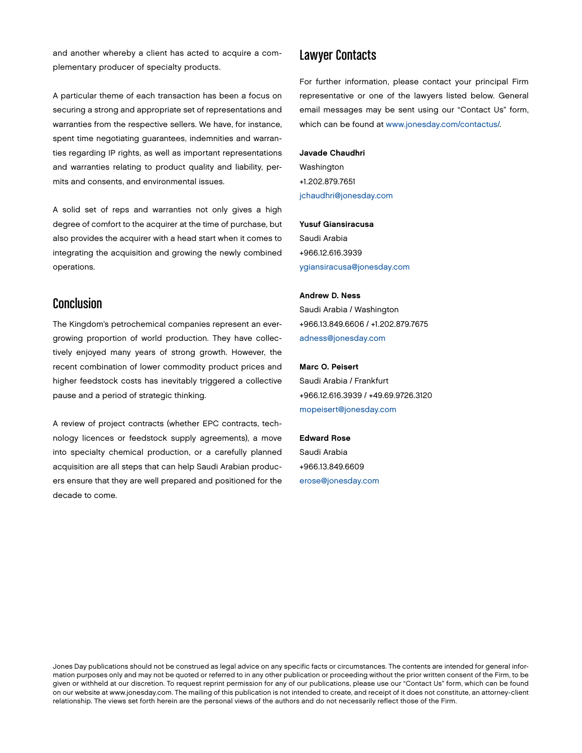and another whereby a client has acted to acquire a complementary producer of specialty products.

A particular theme of each transaction has been a focus on securing a strong and appropriate set of representations and warranties from the respective sellers. We have, for instance, spent time negotiating guarantees, indemnities and warranties regarding IP rights, as well as important representations and warranties relating to product quality and liability, permits and consents, and environmental issues.

A solid set of reps and warranties not only gives a high degree of comfort to the acquirer at the time of purchase, but also provides the acquirer with a head start when it comes to integrating the acquisition and growing the newly combined operations.

## Conclusion

The Kingdom's petrochemical companies represent an ever-growing proportion of world production. They have collectively enjoyed many years of strong growth. However, the recent combination of lower commodity product prices and higher feedstock costs has inevitably triggered a collective pause and a period of strategic thinking.

A review of project contracts (whether EPC contracts, technology licences or feedstock supply agreements), a move into specialty chemical production, or a carefully planned acquisition are all steps that can help Saudi Arabian producers ensure that they are well prepared and positioned for the decade to come.

## Lawyer Contacts

For further information, please contact your principal Firm representative or one of the lawyers listed below. General email messages may be sent using our "Contact Us" form, which can be found at www.jonesday.com/contactus/.

**Javade Chaudhri**
Washington
+1.202.879.7651
jchaudhri@jonesday.com

**Yusuf Giansiracusa**
Saudi Arabia
+966.12.616.3939
ygiansiracusa@jonesday.com

**Andrew D. Ness**
Saudi Arabia / Washington
+966.13.849.6606 / +1.202.879.7675
adness@jonesday.com

**Marc O. Peisert**
Saudi Arabia / Frankfurt
+966.12.616.3939 / +49.69.9726.3120
mopeisert@jonesday.com

**Edward Rose**
Saudi Arabia
+966.13.849.6609
erose@jonesday.com

Jones Day publications should not be construed as legal advice on any specific facts or circumstances. The contents are intended for general information purposes only and may not be quoted or referred to in any other publication or proceeding without the prior written consent of the Firm, to be given or withheld at our discretion. To request reprint permission for any of our publications, please use our "Contact Us" form, which can be found on our website at www.jonesday.com. The mailing of this publication is not intended to create, and receipt of it does not constitute, an attorney-client relationship. The views set forth herein are the personal views of the authors and do not necessarily reflect those of the Firm.